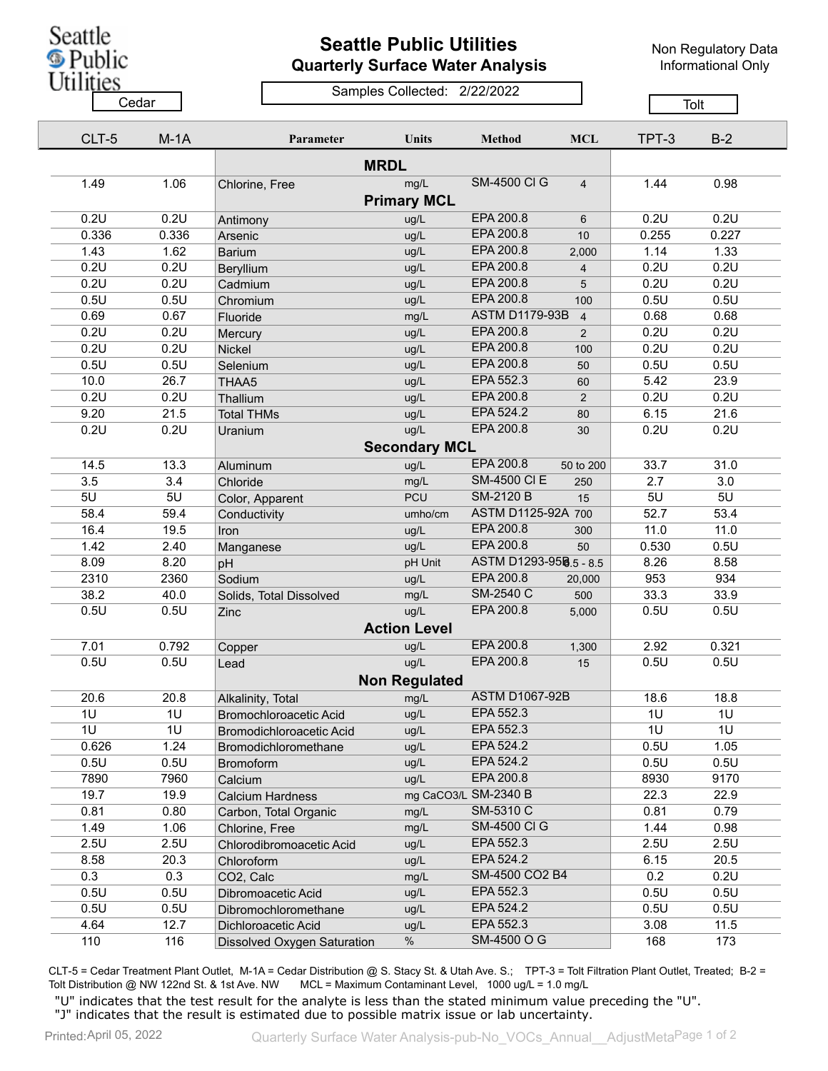Seattle Public Utilities

# Seattle Public Utilities
## Quarterly Surface Water Analysis

Non Regulatory Data
Informational Only

Samples Collected: 2/22/2022

| Cedar | | | | | | Tolt | |
|---|---|---|---|---|---|---|---|
| CLT-5 | M-1A | Parameter | Units | Method | MCL | TPT-3 | B-2 |
| | | **MRDL** | | | | | |
| 1.49 | 1.06 | Chlorine, Free | mg/L | SM-4500 Cl G | 4 | 1.44 | 0.98 |
| | | **Primary MCL** | | | | | |
| 0.2U | 0.2U | Antimony | ug/L | EPA 200.8 | 6 | 0.2U | 0.2U |
| 0.336 | 0.336 | Arsenic | ug/L | EPA 200.8 | 10 | 0.255 | 0.227 |
| 1.43 | 1.62 | Barium | ug/L | EPA 200.8 | 2,000 | 1.14 | 1.33 |
| 0.2U | 0.2U | Beryllium | ug/L | EPA 200.8 | 4 | 0.2U | 0.2U |
| 0.2U | 0.2U | Cadmium | ug/L | EPA 200.8 | 5 | 0.2U | 0.2U |
| 0.5U | 0.5U | Chromium | ug/L | EPA 200.8 | 100 | 0.5U | 0.5U |
| 0.69 | 0.67 | Fluoride | mg/L | ASTM D1179-93B | 4 | 0.68 | 0.68 |
| 0.2U | 0.2U | Mercury | ug/L | EPA 200.8 | 2 | 0.2U | 0.2U |
| 0.2U | 0.2U | Nickel | ug/L | EPA 200.8 | 100 | 0.2U | 0.2U |
| 0.5U | 0.5U | Selenium | ug/L | EPA 200.8 | 50 | 0.5U | 0.5U |
| 10.0 | 26.7 | THAA5 | ug/L | EPA 552.3 | 60 | 5.42 | 23.9 |
| 0.2U | 0.2U | Thallium | ug/L | EPA 200.8 | 2 | 0.2U | 0.2U |
| 9.20 | 21.5 | Total THMs | ug/L | EPA 524.2 | 80 | 6.15 | 21.6 |
| 0.2U | 0.2U | Uranium | ug/L | EPA 200.8 | 30 | 0.2U | 0.2U |
| | | **Secondary MCL** | | | | | |
| 14.5 | 13.3 | Aluminum | ug/L | EPA 200.8 | 50 to 200 | 33.7 | 31.0 |
| 3.5 | 3.4 | Chloride | mg/L | SM-4500 Cl E | 250 | 2.7 | 3.0 |
| 5U | 5U | Color, Apparent | PCU | SM-2120 B | 15 | 5U | 5U |
| 58.4 | 59.4 | Conductivity | umho/cm | ASTM D1125-92A | 700 | 52.7 | 53.4 |
| 16.4 | 19.5 | Iron | ug/L | EPA 200.8 | 300 | 11.0 | 11.0 |
| 1.42 | 2.40 | Manganese | ug/L | EPA 200.8 | 50 | 0.530 | 0.5U |
| 8.09 | 8.20 | pH | pH Unit | ASTM D1293-95B | 6.5 - 8.5 | 8.26 | 8.58 |
| 2310 | 2360 | Sodium | ug/L | EPA 200.8 | 20,000 | 953 | 934 |
| 38.2 | 40.0 | Solids, Total Dissolved | mg/L | SM-2540 C | 500 | 33.3 | 33.9 |
| 0.5U | 0.5U | Zinc | ug/L | EPA 200.8 | 5,000 | 0.5U | 0.5U |
| | | **Action Level** | | | | | |
| 7.01 | 0.792 | Copper | ug/L | EPA 200.8 | 1,300 | 2.92 | 0.321 |
| 0.5U | 0.5U | Lead | ug/L | EPA 200.8 | 15 | 0.5U | 0.5U |
| | | **Non Regulated** | | | | | |
| 20.6 | 20.8 | Alkalinity, Total | mg/L | ASTM D1067-92B | | 18.6 | 18.8 |
| 1U | 1U | Bromochloroacetic Acid | ug/L | EPA 552.3 | | 1U | 1U |
| 1U | 1U | Bromodichloroacetic Acid | ug/L | EPA 552.3 | | 1U | 1U |
| 0.626 | 1.24 | Bromodichloromethane | ug/L | EPA 524.2 | | 0.5U | 1.05 |
| 0.5U | 0.5U | Bromoform | ug/L | EPA 524.2 | | 0.5U | 0.5U |
| 7890 | 7960 | Calcium | ug/L | EPA 200.8 | | 8930 | 9170 |
| 19.7 | 19.9 | Calcium Hardness | mg CaCO3/L | SM-2340 B | | 22.3 | 22.9 |
| 0.81 | 0.80 | Carbon, Total Organic | mg/L | SM-5310 C | | 0.81 | 0.79 |
| 1.49 | 1.06 | Chlorine, Free | mg/L | SM-4500 Cl G | | 1.44 | 0.98 |
| 2.5U | 2.5U | Chlorodibromoacetic Acid | ug/L | EPA 552.3 | | 2.5U | 2.5U |
| 8.58 | 20.3 | Chloroform | ug/L | EPA 524.2 | | 6.15 | 20.5 |
| 0.3 | 0.3 | CO2, Calc | mg/L | SM-4500 CO2 B4 | | 0.2 | 0.2U |
| 0.5U | 0.5U | Dibromoacetic Acid | ug/L | EPA 552.3 | | 0.5U | 0.5U |
| 0.5U | 0.5U | Dibromochloromethane | ug/L | EPA 524.2 | | 0.5U | 0.5U |
| 4.64 | 12.7 | Dichloroacetic Acid | ug/L | EPA 552.3 | | 3.08 | 11.5 |
| 110 | 116 | Dissolved Oxygen Saturation | % | SM-4500 O G | | 168 | 173 |

CLT-5 = Cedar Treatment Plant Outlet, M-1A = Cedar Distribution @ S. Stacy St. & Utah Ave. S.; TPT-3 = Tolt Filtration Plant Outlet, Treated; B-2 = Tolt Distribution @ NW 122nd St. & 1st Ave. NW MCL = Maximum Contaminant Level, 1000 ug/L = 1.0 mg/L

"U" indicates that the test result for the analyte is less than the stated minimum value preceding the "U".
"J" indicates that the result is estimated due to possible matrix issue or lab uncertainty.

Printed: April 05, 2022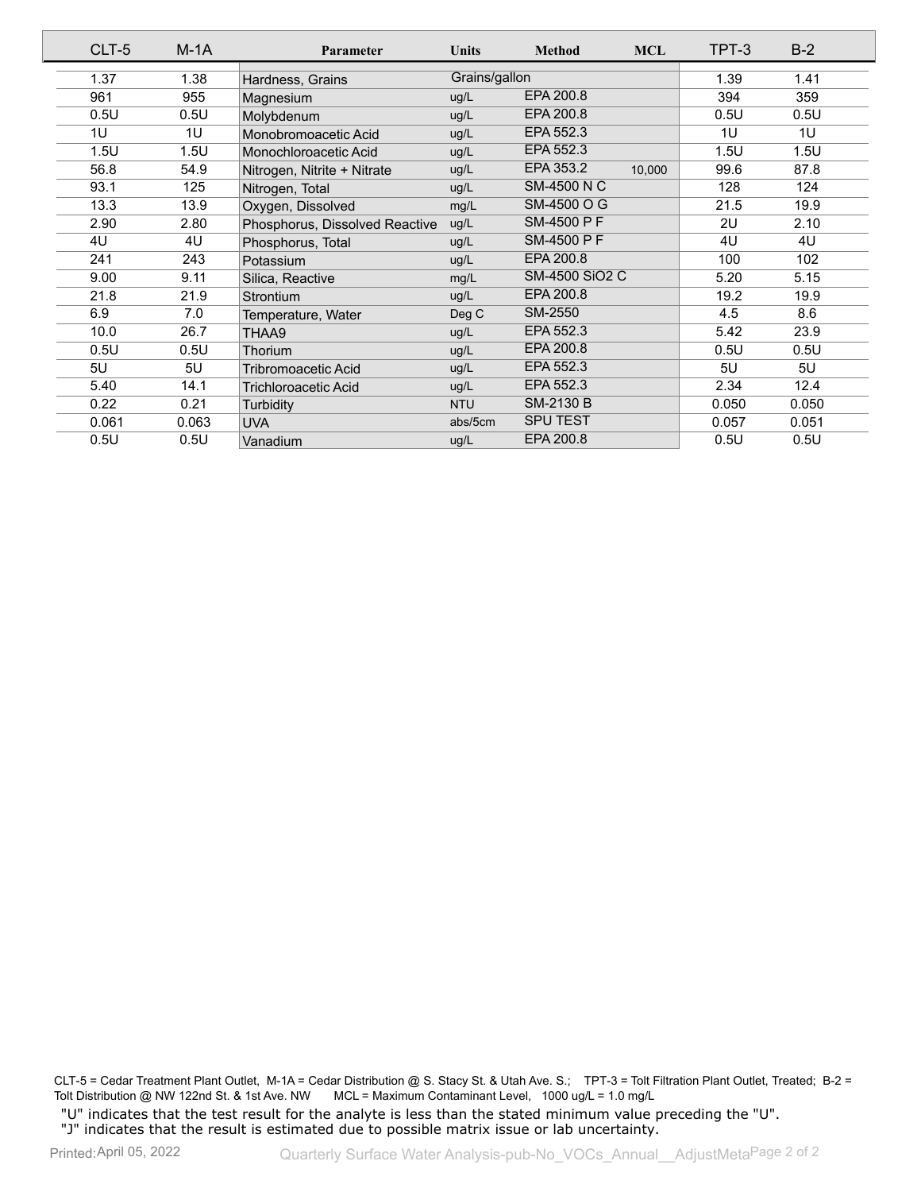| CLT-5 | M-1A | Parameter | Units | Method | MCL | TPT-3 | B-2 |
|---|---|---|---|---|---|---|---|
| 1.37 | 1.38 | Hardness, Grains | Grains/gallon | | | 1.39 | 1.41 |
| 961 | 955 | Magnesium | ug/L | EPA 200.8 | | 394 | 359 |
| 0.5U | 0.5U | Molybdenum | ug/L | EPA 200.8 | | 0.5U | 0.5U |
| 1U | 1U | Monobromoacetic Acid | ug/L | EPA 552.3 | | 1U | 1U |
| 1.5U | 1.5U | Monochloroacetic Acid | ug/L | EPA 552.3 | | 1.5U | 1.5U |
| 56.8 | 54.9 | Nitrogen, Nitrite + Nitrate | ug/L | EPA 353.2 | 10,000 | 99.6 | 87.8 |
| 93.1 | 125 | Nitrogen, Total | ug/L | SM-4500 N C | | 128 | 124 |
| 13.3 | 13.9 | Oxygen, Dissolved | mg/L | SM-4500 O G | | 21.5 | 19.9 |
| 2.90 | 2.80 | Phosphorus, Dissolved Reactive | ug/L | SM-4500 P F | | 2U | 2.10 |
| 4U | 4U | Phosphorus, Total | ug/L | SM-4500 P F | | 4U | 4U |
| 241 | 243 | Potassium | ug/L | EPA 200.8 | | 100 | 102 |
| 9.00 | 9.11 | Silica, Reactive | mg/L | SM-4500 SiO2 C | | 5.20 | 5.15 |
| 21.8 | 21.9 | Strontium | ug/L | EPA 200.8 | | 19.2 | 19.9 |
| 6.9 | 7.0 | Temperature, Water | Deg C | SM-2550 | | 4.5 | 8.6 |
| 10.0 | 26.7 | THAA9 | ug/L | EPA 552.3 | | 5.42 | 23.9 |
| 0.5U | 0.5U | Thorium | ug/L | EPA 200.8 | | 0.5U | 0.5U |
| 5U | 5U | Tribromoacetic Acid | ug/L | EPA 552.3 | | 5U | 5U |
| 5.40 | 14.1 | Trichloroacetic Acid | ug/L | EPA 552.3 | | 2.34 | 12.4 |
| 0.22 | 0.21 | Turbidity | NTU | SM-2130 B | | 0.050 | 0.050 |
| 0.061 | 0.063 | UVA | abs/5cm | SPU TEST | | 0.057 | 0.051 |
| 0.5U | 0.5U | Vanadium | ug/L | EPA 200.8 | | 0.5U | 0.5U |

CLT-5 = Cedar Treatment Plant Outlet, M-1A = Cedar Distribution @ S. Stacy St. & Utah Ave. S.; TPT-3 = Tolt Filtration Plant Outlet, Treated; B-2 = Tolt Distribution @ NW 122nd St. & 1st Ave. NW MCL = Maximum Contaminant Level, 1000 ug/L = 1.0 mg/L

"U" indicates that the test result for the analyte is less than the stated minimum value preceding the "U".
"J" indicates that the result is estimated due to possible matrix issue or lab uncertainty.

Printed: April 05, 2022 Quarterly Surface Water Analysis-pub-No_VOCs_Annual__AdjustMeta